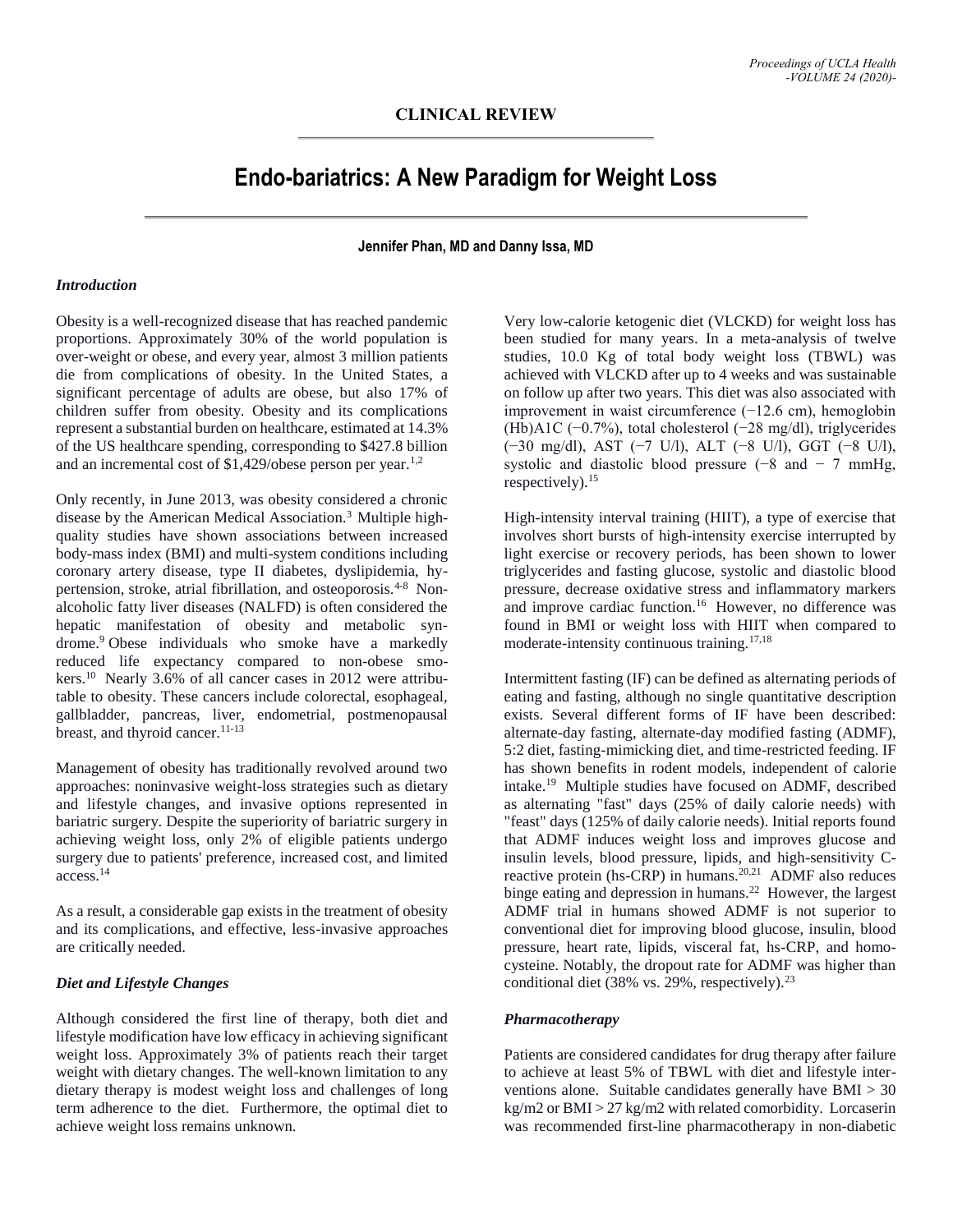CLINICAL REVIEW

# Endo-bariatrics: A New Paradigm for Weight Loss

**Jennifer Phan, MD and Danny Issa, MD**

### *Introduction*

Obesity is a well-recognized disease that has reached pandemic proportions. Approximately 30% of the world population is over-weight or obese, and every year, almost 3 million patients die from complications of obesity. In the United States, a significant percentage of adults are obese, but also 17% of children suffer from obesity. Obesity and its complications represent a substantial burden on healthcare, estimated at 14.3% of the US healthcare spending, corresponding to $427.8 billion and an incremental cost of $1,429/obese person per year.[1,2]

Only recently, in June 2013, was obesity considered a chronic disease by the American Medical Association.[3] Multiple high-quality studies have shown associations between increased body-mass index (BMI) and multi-system conditions including coronary artery disease, type II diabetes, dyslipidemia, hypertension, stroke, atrial fibrillation, and osteoporosis.[4-8] Non-alcoholic fatty liver diseases (NALFD) is often considered the hepatic manifestation of obesity and metabolic syndrome.[9] Obese individuals who smoke have a markedly reduced life expectancy compared to non-obese smokers.[10] Nearly 3.6% of all cancer cases in 2012 were attributable to obesity. These cancers include colorectal, esophageal, gallbladder, pancreas, liver, endometrial, postmenopausal breast, and thyroid cancer.[11-13]

Management of obesity has traditionally revolved around two approaches: noninvasive weight-loss strategies such as dietary and lifestyle changes, and invasive options represented in bariatric surgery. Despite the superiority of bariatric surgery in achieving weight loss, only 2% of eligible patients undergo surgery due to patients' preference, increased cost, and limited access.[14]

As a result, a considerable gap exists in the treatment of obesity and its complications, and effective, less-invasive approaches are critically needed.

### *Diet and Lifestyle Changes*

Although considered the first line of therapy, both diet and lifestyle modification have low efficacy in achieving significant weight loss. Approximately 3% of patients reach their target weight with dietary changes. The well-known limitation to any dietary therapy is modest weight loss and challenges of long term adherence to the diet. Furthermore, the optimal diet to achieve weight loss remains unknown.

Very low-calorie ketogenic diet (VLCKD) for weight loss has been studied for many years. In a meta-analysis of twelve studies, 10.0 Kg of total body weight loss (TBWL) was achieved with VLCKD after up to 4 weeks and was sustainable on follow up after two years. This diet was also associated with improvement in waist circumference (−12.6 cm), hemoglobin (Hb)A1C (−0.7%), total cholesterol (−28 mg/dl), triglycerides (−30 mg/dl), AST (−7 U/l), ALT (−8 U/l), GGT (−8 U/l), systolic and diastolic blood pressure (−8 and − 7 mmHg, respectively).[15]

High-intensity interval training (HIIT), a type of exercise that involves short bursts of high-intensity exercise interrupted by light exercise or recovery periods, has been shown to lower triglycerides and fasting glucose, systolic and diastolic blood pressure, decrease oxidative stress and inflammatory markers and improve cardiac function.[16] However, no difference was found in BMI or weight loss with HIIT when compared to moderate-intensity continuous training.[17,18]

Intermittent fasting (IF) can be defined as alternating periods of eating and fasting, although no single quantitative description exists. Several different forms of IF have been described: alternate-day fasting, alternate-day modified fasting (ADMF), 5:2 diet, fasting-mimicking diet, and time-restricted feeding. IF has shown benefits in rodent models, independent of calorie intake.[19] Multiple studies have focused on ADMF, described as alternating "fast" days (25% of daily calorie needs) with "feast" days (125% of daily calorie needs). Initial reports found that ADMF induces weight loss and improves glucose and insulin levels, blood pressure, lipids, and high-sensitivity C-reactive protein (hs-CRP) in humans.[20,21] ADMF also reduces binge eating and depression in humans.[22] However, the largest ADMF trial in humans showed ADMF is not superior to conventional diet for improving blood glucose, insulin, blood pressure, heart rate, lipids, visceral fat, hs-CRP, and homocysteine. Notably, the dropout rate for ADMF was higher than conditional diet (38% vs. 29%, respectively).[23]

### *Pharmacotherapy*

Patients are considered candidates for drug therapy after failure to achieve at least 5% of TBWL with diet and lifestyle interventions alone. Suitable candidates generally have BMI > 30 kg/m2 or BMI > 27 kg/m2 with related comorbidity. Lorcaserin was recommended first-line pharmacotherapy in non-diabetic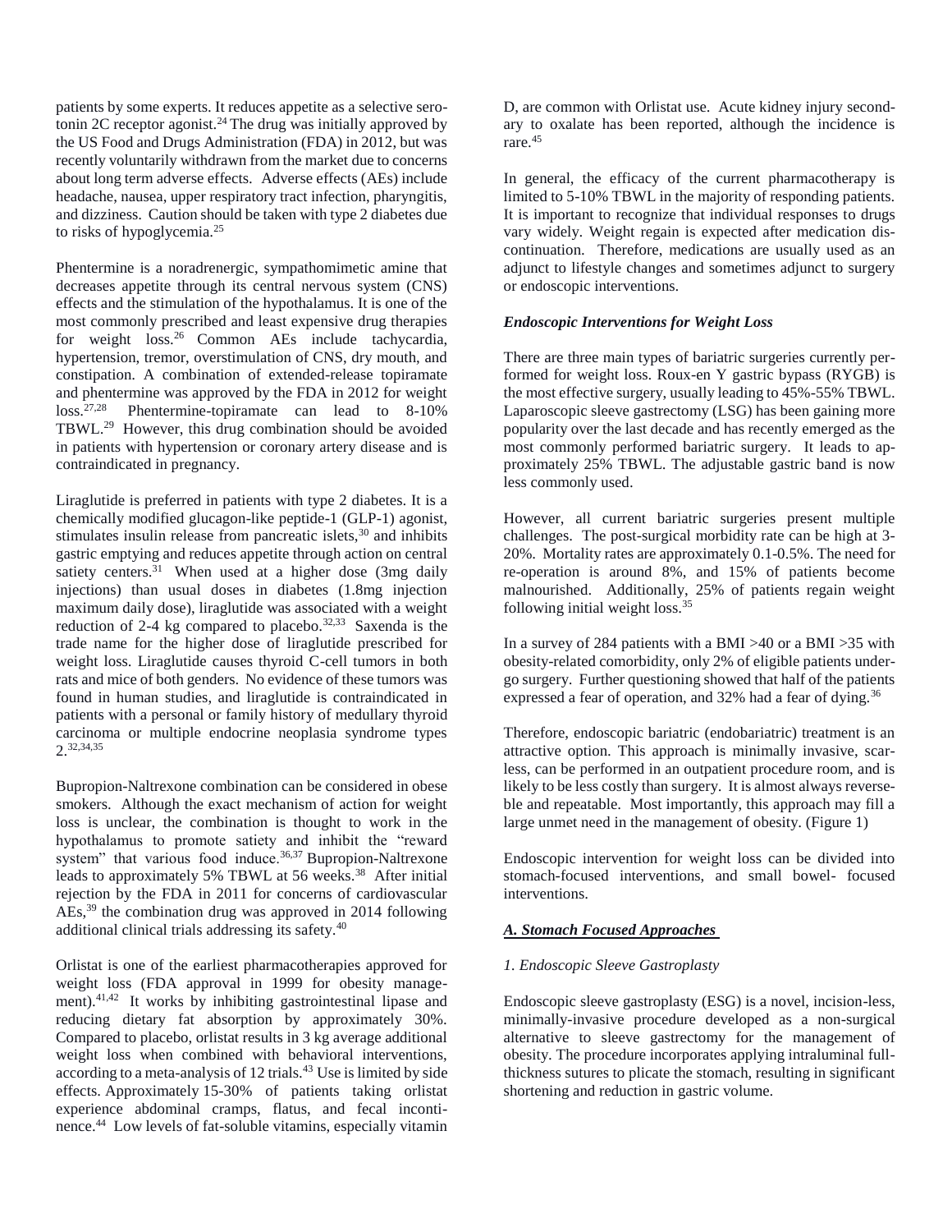patients by some experts. It reduces appetite as a selective serotonin 2C receptor agonist.[24] The drug was initially approved by the US Food and Drugs Administration (FDA) in 2012, but was recently voluntarily withdrawn from the market due to concerns about long term adverse effects. Adverse effects (AEs) include headache, nausea, upper respiratory tract infection, pharyngitis, and dizziness. Caution should be taken with type 2 diabetes due to risks of hypoglycemia.[25]

Phentermine is a noradrenergic, sympathomimetic amine that decreases appetite through its central nervous system (CNS) effects and the stimulation of the hypothalamus. It is one of the most commonly prescribed and least expensive drug therapies for weight loss.[26] Common AEs include tachycardia, hypertension, tremor, overstimulation of CNS, dry mouth, and constipation. A combination of extended-release topiramate and phentermine was approved by the FDA in 2012 for weight loss.[27,28] Phentermine-topiramate can lead to 8-10% TBWL.[29] However, this drug combination should be avoided in patients with hypertension or coronary artery disease and is contraindicated in pregnancy.

Liraglutide is preferred in patients with type 2 diabetes. It is a chemically modified glucagon-like peptide-1 (GLP-1) agonist, stimulates insulin release from pancreatic islets,[30] and inhibits gastric emptying and reduces appetite through action on central satiety centers.[31] When used at a higher dose (3mg daily injections) than usual doses in diabetes (1.8mg injection maximum daily dose), liraglutide was associated with a weight reduction of 2-4 kg compared to placebo.[32,33] Saxenda is the trade name for the higher dose of liraglutide prescribed for weight loss. Liraglutide causes thyroid C-cell tumors in both rats and mice of both genders. No evidence of these tumors was found in human studies, and liraglutide is contraindicated in patients with a personal or family history of medullary thyroid carcinoma or multiple endocrine neoplasia syndrome types 2.[32,34,35]

Bupropion-Naltrexone combination can be considered in obese smokers. Although the exact mechanism of action for weight loss is unclear, the combination is thought to work in the hypothalamus to promote satiety and inhibit the "reward system" that various food induce.[36,37] Bupropion-Naltrexone leads to approximately 5% TBWL at 56 weeks.[38] After initial rejection by the FDA in 2011 for concerns of cardiovascular AEs,[39] the combination drug was approved in 2014 following additional clinical trials addressing its safety.[40]

Orlistat is one of the earliest pharmacotherapies approved for weight loss (FDA approval in 1999 for obesity management).[41,42] It works by inhibiting gastrointestinal lipase and reducing dietary fat absorption by approximately 30%. Compared to placebo, orlistat results in 3 kg average additional weight loss when combined with behavioral interventions, according to a meta-analysis of 12 trials.[43] Use is limited by side effects. Approximately 15-30% of patients taking orlistat experience abdominal cramps, flatus, and fecal incontinence.[44] Low levels of fat-soluble vitamins, especially vitamin D, are common with Orlistat use. Acute kidney injury secondary to oxalate has been reported, although the incidence is rare.[45]

In general, the efficacy of the current pharmacotherapy is limited to 5-10% TBWL in the majority of responding patients. It is important to recognize that individual responses to drugs vary widely. Weight regain is expected after medication discontinuation. Therefore, medications are usually used as an adjunct to lifestyle changes and sometimes adjunct to surgery or endoscopic interventions.

### *Endoscopic Interventions for Weight Loss*

There are three main types of bariatric surgeries currently performed for weight loss. Roux-en Y gastric bypass (RYGB) is the most effective surgery, usually leading to 45%-55% TBWL. Laparoscopic sleeve gastrectomy (LSG) has been gaining more popularity over the last decade and has recently emerged as the most commonly performed bariatric surgery. It leads to approximately 25% TBWL. The adjustable gastric band is now less commonly used.

However, all current bariatric surgeries present multiple challenges. The post-surgical morbidity rate can be high at 3-20%. Mortality rates are approximately 0.1-0.5%. The need for re-operation is around 8%, and 15% of patients become malnourished. Additionally, 25% of patients regain weight following initial weight loss.[35]

In a survey of 284 patients with a BMI >40 or a BMI >35 with obesity-related comorbidity, only 2% of eligible patients undergo surgery. Further questioning showed that half of the patients expressed a fear of operation, and 32% had a fear of dying.[36]

Therefore, endoscopic bariatric (endobariatric) treatment is an attractive option. This approach is minimally invasive, scarless, can be performed in an outpatient procedure room, and is likely to be less costly than surgery. It is almost always reversible and repeatable. Most importantly, this approach may fill a large unmet need in the management of obesity. (Figure 1)

Endoscopic intervention for weight loss can be divided into stomach-focused interventions, and small bowel- focused interventions.

### ***A. Stomach Focused Approaches***

#### *1. Endoscopic Sleeve Gastroplasty*

Endoscopic sleeve gastroplasty (ESG) is a novel, incision-less, minimally-invasive procedure developed as a non-surgical alternative to sleeve gastrectomy for the management of obesity. The procedure incorporates applying intraluminal full-thickness sutures to plicate the stomach, resulting in significant shortening and reduction in gastric volume.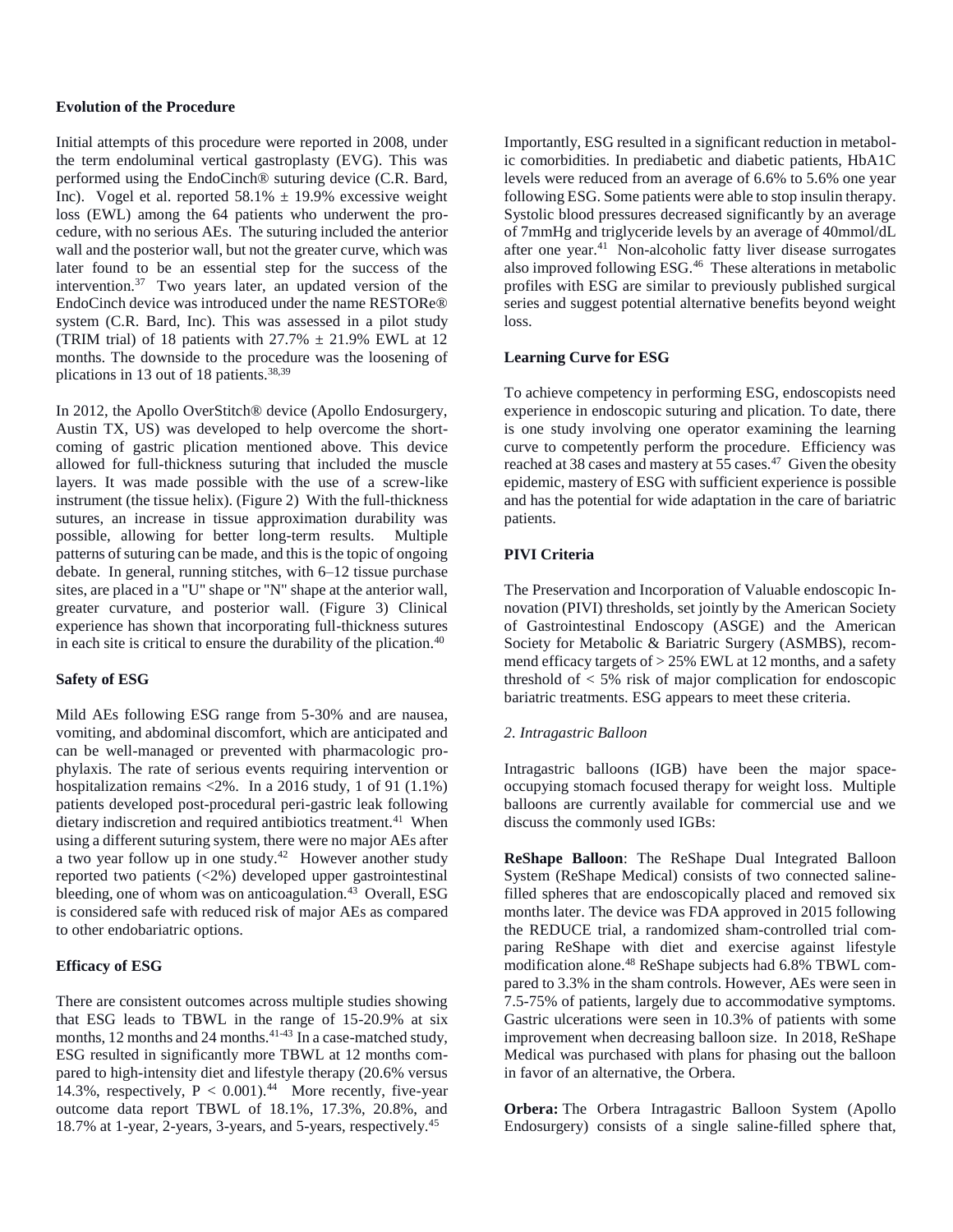### Evolution of the Procedure

Initial attempts of this procedure were reported in 2008, under the term endoluminal vertical gastroplasty (EVG). This was performed using the EndoCinch® suturing device (C.R. Bard, Inc). Vogel et al. reported 58.1% ± 19.9% excessive weight loss (EWL) among the 64 patients who underwent the procedure, with no serious AEs. The suturing included the anterior wall and the posterior wall, but not the greater curve, which was later found to be an essential step for the success of the intervention.[37] Two years later, an updated version of the EndoCinch device was introduced under the name RESTORe® system (C.R. Bard, Inc). This was assessed in a pilot study (TRIM trial) of 18 patients with 27.7% ± 21.9% EWL at 12 months. The downside to the procedure was the loosening of plications in 13 out of 18 patients.[38,39]

In 2012, the Apollo OverStitch® device (Apollo Endosurgery, Austin TX, US) was developed to help overcome the shortcoming of gastric plication mentioned above. This device allowed for full-thickness suturing that included the muscle layers. It was made possible with the use of a screw-like instrument (the tissue helix). (Figure 2) With the full-thickness sutures, an increase in tissue approximation durability was possible, allowing for better long-term results. Multiple patterns of suturing can be made, and this is the topic of ongoing debate. In general, running stitches, with 6–12 tissue purchase sites, are placed in a "U" shape or "N" shape at the anterior wall, greater curvature, and posterior wall. (Figure 3) Clinical experience has shown that incorporating full-thickness sutures in each site is critical to ensure the durability of the plication.[40]

### Safety of ESG

Mild AEs following ESG range from 5-30% and are nausea, vomiting, and abdominal discomfort, which are anticipated and can be well-managed or prevented with pharmacologic prophylaxis. The rate of serious events requiring intervention or hospitalization remains <2%. In a 2016 study, 1 of 91 (1.1%) patients developed post-procedural peri-gastric leak following dietary indiscretion and required antibiotics treatment.[41] When using a different suturing system, there were no major AEs after a two year follow up in one study.[42] However another study reported two patients (<2%) developed upper gastrointestinal bleeding, one of whom was on anticoagulation.[43] Overall, ESG is considered safe with reduced risk of major AEs as compared to other endobariatric options.

### Efficacy of ESG

There are consistent outcomes across multiple studies showing that ESG leads to TBWL in the range of 15-20.9% at six months, 12 months and 24 months.[41-43] In a case-matched study, ESG resulted in significantly more TBWL at 12 months compared to high-intensity diet and lifestyle therapy (20.6% versus 14.3%, respectively, $P < 0.001$).[44] More recently, five-year outcome data report TBWL of 18.1%, 17.3%, 20.8%, and 18.7% at 1-year, 2-years, 3-years, and 5-years, respectively.[45]

Importantly, ESG resulted in a significant reduction in metabolic comorbidities. In prediabetic and diabetic patients, HbA1C levels were reduced from an average of 6.6% to 5.6% one year following ESG. Some patients were able to stop insulin therapy. Systolic blood pressures decreased significantly by an average of 7mmHg and triglyceride levels by an average of 40mmol/dL after one year.[41] Non-alcoholic fatty liver disease surrogates also improved following ESG.[46] These alterations in metabolic profiles with ESG are similar to previously published surgical series and suggest potential alternative benefits beyond weight loss.

### Learning Curve for ESG

To achieve competency in performing ESG, endoscopists need experience in endoscopic suturing and plication. To date, there is one study involving one operator examining the learning curve to competently perform the procedure. Efficiency was reached at 38 cases and mastery at 55 cases.[47] Given the obesity epidemic, mastery of ESG with sufficient experience is possible and has the potential for wide adaptation in the care of bariatric patients.

### PIVI Criteria

The Preservation and Incorporation of Valuable endoscopic Innovation (PIVI) thresholds, set jointly by the American Society of Gastrointestinal Endoscopy (ASGE) and the American Society for Metabolic & Bariatric Surgery (ASMBS), recommend efficacy targets of > 25% EWL at 12 months, and a safety threshold of < 5% risk of major complication for endoscopic bariatric treatments. ESG appears to meet these criteria.

*2. Intragastric Balloon*

Intragastric balloons (IGB) have been the major space-occupying stomach focused therapy for weight loss. Multiple balloons are currently available for commercial use and we discuss the commonly used IGBs:

**ReShape Balloon**: The ReShape Dual Integrated Balloon System (ReShape Medical) consists of two connected saline-filled spheres that are endoscopically placed and removed six months later. The device was FDA approved in 2015 following the REDUCE trial, a randomized sham-controlled trial comparing ReShape with diet and exercise against lifestyle modification alone.[48] ReShape subjects had 6.8% TBWL compared to 3.3% in the sham controls. However, AEs were seen in 7.5-75% of patients, largely due to accommodative symptoms. Gastric ulcerations were seen in 10.3% of patients with some improvement when decreasing balloon size. In 2018, ReShape Medical was purchased with plans for phasing out the balloon in favor of an alternative, the Orbera.

**Orbera:** The Orbera Intragastric Balloon System (Apollo Endosurgery) consists of a single saline-filled sphere that,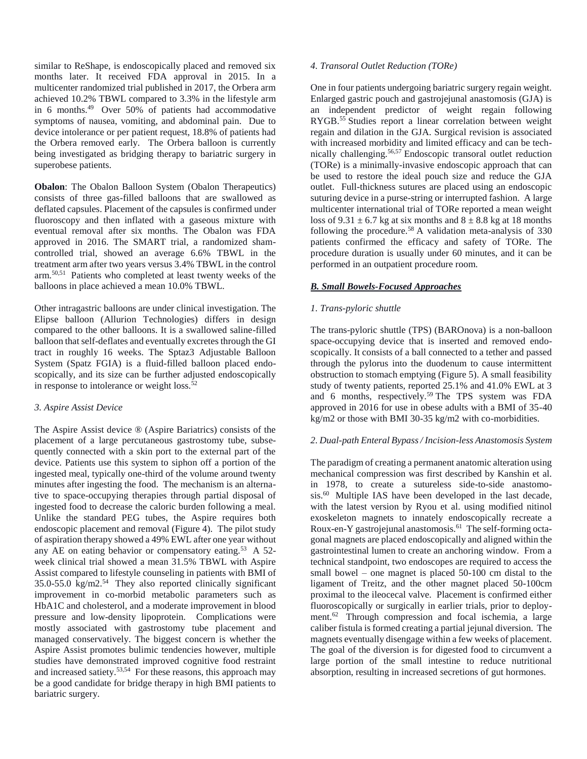similar to ReShape, is endoscopically placed and removed six months later. It received FDA approval in 2015. In a multicenter randomized trial published in 2017, the Orbera arm achieved 10.2% TBWL compared to 3.3% in the lifestyle arm in 6 months.[49] Over 50% of patients had accommodative symptoms of nausea, vomiting, and abdominal pain. Due to device intolerance or per patient request, 18.8% of patients had the Orbera removed early. The Orbera balloon is currently being investigated as bridging therapy to bariatric surgery in superobese patients.

**Obalon**: The Obalon Balloon System (Obalon Therapeutics) consists of three gas-filled balloons that are swallowed as deflated capsules. Placement of the capsules is confirmed under fluoroscopy and then inflated with a gaseous mixture with eventual removal after six months. The Obalon was FDA approved in 2016. The SMART trial, a randomized sham-controlled trial, showed an average 6.6% TBWL in the treatment arm after two years versus 3.4% TBWL in the control arm.[50,51] Patients who completed at least twenty weeks of the balloons in place achieved a mean 10.0% TBWL.

Other intragastric balloons are under clinical investigation. The Elipse balloon (Allurion Technologies) differs in design compared to the other balloons. It is a swallowed saline-filled balloon that self-deflates and eventually excretes through the GI tract in roughly 16 weeks. The Sptaz3 Adjustable Balloon System (Spatz FGIA) is a fluid-filled balloon placed endoscopically, and its size can be further adjusted endoscopically in response to intolerance or weight loss.[52]

*3. Aspire Assist Device*

The Aspire Assist device ® (Aspire Bariatrics) consists of the placement of a large percutaneous gastrostomy tube, subsequently connected with a skin port to the external part of the device. Patients use this system to siphon off a portion of the ingested meal, typically one-third of the volume around twenty minutes after ingesting the food. The mechanism is an alternative to space-occupying therapies through partial disposal of ingested food to decrease the caloric burden following a meal. Unlike the standard PEG tubes, the Aspire requires both endoscopic placement and removal (Figure 4). The pilot study of aspiration therapy showed a 49% EWL after one year without any AE on eating behavior or compensatory eating.[53] A 52-week clinical trial showed a mean 31.5% TBWL with Aspire Assist compared to lifestyle counseling in patients with BMI of 35.0-55.0 kg/m2.[54] They also reported clinically significant improvement in co-morbid metabolic parameters such as HbA1C and cholesterol, and a moderate improvement in blood pressure and low-density lipoprotein. Complications were mostly associated with gastrostomy tube placement and managed conservatively. The biggest concern is whether the Aspire Assist promotes bulimic tendencies however, multiple studies have demonstrated improved cognitive food restraint and increased satiety.[53,54] For these reasons, this approach may be a good candidate for bridge therapy in high BMI patients to bariatric surgery.

*4. Transoral Outlet Reduction (TORe)*

One in four patients undergoing bariatric surgery regain weight. Enlarged gastric pouch and gastrojejunal anastomosis (GJA) is an independent predictor of weight regain following RYGB.[55] Studies report a linear correlation between weight regain and dilation in the GJA. Surgical revision is associated with increased morbidity and limited efficacy and can be technically challenging.[56,57] Endoscopic transoral outlet reduction (TORe) is a minimally-invasive endoscopic approach that can be used to restore the ideal pouch size and reduce the GJA outlet. Full-thickness sutures are placed using an endoscopic suturing device in a purse-string or interrupted fashion. A large multicenter international trial of TORe reported a mean weight loss of 9.31 ± 6.7 kg at six months and 8 ± 8.8 kg at 18 months following the procedure.[58] A validation meta-analysis of 330 patients confirmed the efficacy and safety of TORe. The procedure duration is usually under 60 minutes, and it can be performed in an outpatient procedure room.

***B. Small Bowels-Focused Approaches***

*1. Trans-pyloric shuttle*

The trans-pyloric shuttle (TPS) (BAROnova) is a non-balloon space-occupying device that is inserted and removed endoscopically. It consists of a ball connected to a tether and passed through the pylorus into the duodenum to cause intermittent obstruction to stomach emptying (Figure 5). A small feasibility study of twenty patients, reported 25.1% and 41.0% EWL at 3 and 6 months, respectively.[59] The TPS system was FDA approved in 2016 for use in obese adults with a BMI of 35-40 kg/m2 or those with BMI 30-35 kg/m2 with co-morbidities.

*2. Dual-path Enteral Bypass / Incision-less Anastomosis System*

The paradigm of creating a permanent anatomic alteration using mechanical compression was first described by Kanshin et al. in 1978, to create a sutureless side-to-side anastomosis.[60] Multiple IAS have been developed in the last decade, with the latest version by Ryou et al. using modified nitinol exoskeleton magnets to innately endoscopically recreate a Roux-en-Y gastrojejunal anastomosis.[61] The self-forming octagonal magnets are placed endoscopically and aligned within the gastrointestinal lumen to create an anchoring window. From a technical standpoint, two endoscopes are required to access the small bowel – one magnet is placed 50-100 cm distal to the ligament of Treitz, and the other magnet placed 50-100cm proximal to the ileocecal valve. Placement is confirmed either fluoroscopically or surgically in earlier trials, prior to deployment.[62] Through compression and focal ischemia, a large caliber fistula is formed creating a partial jejunal diversion. The magnets eventually disengage within a few weeks of placement. The goal of the diversion is for digested food to circumvent a large portion of the small intestine to reduce nutritional absorption, resulting in increased secretions of gut hormones.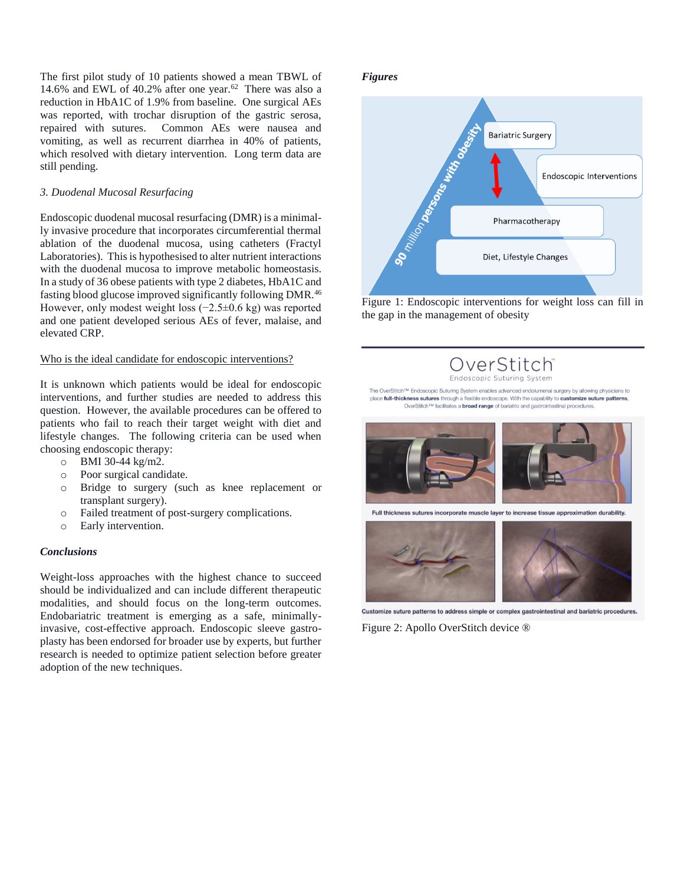The first pilot study of 10 patients showed a mean TBWL of 14.6% and EWL of 40.2% after one year.[62] There was also a reduction in HbA1C of 1.9% from baseline. One surgical AEs was reported, with trochar disruption of the gastric serosa, repaired with sutures. Common AEs were nausea and vomiting, as well as recurrent diarrhea in 40% of patients, which resolved with dietary intervention. Long term data are still pending.

*3. Duodenal Mucosal Resurfacing*

Endoscopic duodenal mucosal resurfacing (DMR) is a minimally invasive procedure that incorporates circumferential thermal ablation of the duodenal mucosa, using catheters (Fractyl Laboratories). This is hypothesised to alter nutrient interactions with the duodenal mucosa to improve metabolic homeostasis. In a study of 36 obese patients with type 2 diabetes, HbA1C and fasting blood glucose improved significantly following DMR.[46] However, only modest weight loss ($-2.5\pm0.6$ kg) was reported and one patient developed serious AEs of fever, malaise, and elevated CRP.

<u>Who is the ideal candidate for endoscopic interventions?</u>

It is unknown which patients would be ideal for endoscopic interventions, and further studies are needed to address this question. However, the available procedures can be offered to patients who fail to reach their target weight with diet and lifestyle changes. The following criteria can be used when choosing endoscopic therapy:

- BMI 30-44 kg/m2.
- Poor surgical candidate.
- Bridge to surgery (such as knee replacement or transplant surgery).
- Failed treatment of post-surgery complications.
- Early intervention.

### *Conclusions*

Weight-loss approaches with the highest chance to succeed should be individualized and can include different therapeutic modalities, and should focus on the long-term outcomes. Endobariatric treatment is emerging as a safe, minimally-invasive, cost-effective approach. Endoscopic sleeve gastroplasty has been endorsed for broader use by experts, but further research is needed to optimize patient selection before greater adoption of the new techniques.

### *Figures*

Figure 1: Endoscopic interventions for weight loss can fill in the gap in the management of obesity

Figure 2: Apollo OverStitch device ®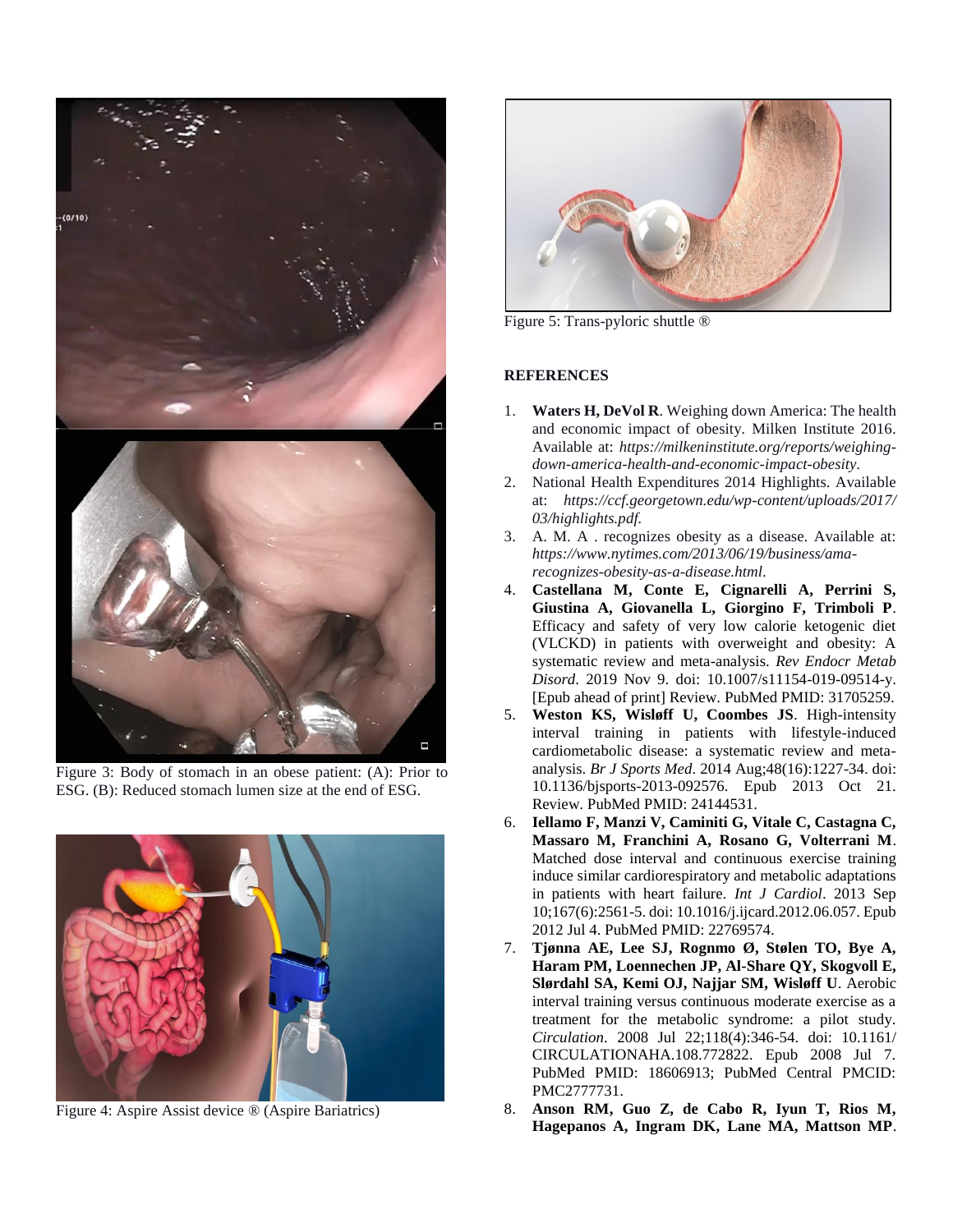Figure 3: Body of stomach in an obese patient: (A): Prior to ESG. (B): Reduced stomach lumen size at the end of ESG.

Figure 4: Aspire Assist device ® (Aspire Bariatrics)

Figure 5: Trans-pyloric shuttle ®

## REFERENCES

1. **Waters H, DeVol R**. Weighing down America: The health and economic impact of obesity. Milken Institute 2016. Available at: *https://milkeninstitute.org/reports/weighing-down-america-health-and-economic-impact-obesity*.
2. National Health Expenditures 2014 Highlights. Available at: *https://ccf.georgetown.edu/wp-content/uploads/2017/03/highlights.pdf.*
3. A. M. A . recognizes obesity as a disease. Available at: *https://www.nytimes.com/2013/06/19/business/ama-recognizes-obesity-as-a-disease.html*.
4. **Castellana M, Conte E, Cignarelli A, Perrini S, Giustina A, Giovanella L, Giorgino F, Trimboli P**. Efficacy and safety of very low calorie ketogenic diet (VLCKD) in patients with overweight and obesity: A systematic review and meta-analysis. *Rev Endocr Metab Disord*. 2019 Nov 9. doi: 10.1007/s11154-019-09514-y. [Epub ahead of print] Review. PubMed PMID: 31705259.
5. **Weston KS, Wisløff U, Coombes JS**. High-intensity interval training in patients with lifestyle-induced cardiometabolic disease: a systematic review and meta-analysis. *Br J Sports Med*. 2014 Aug;48(16):1227-34. doi: 10.1136/bjsports-2013-092576. Epub 2013 Oct 21. Review. PubMed PMID: 24144531.
6. **Iellamo F, Manzi V, Caminiti G, Vitale C, Castagna C, Massaro M, Franchini A, Rosano G, Volterrani M**. Matched dose interval and continuous exercise training induce similar cardiorespiratory and metabolic adaptations in patients with heart failure. *Int J Cardiol*. 2013 Sep 10;167(6):2561-5. doi: 10.1016/j.ijcard.2012.06.057. Epub 2012 Jul 4. PubMed PMID: 22769574.
7. **Tjønna AE, Lee SJ, Rognmo Ø, Stølen TO, Bye A, Haram PM, Loennechen JP, Al-Share QY, Skogvoll E, Slørdahl SA, Kemi OJ, Najjar SM, Wisløff U**. Aerobic interval training versus continuous moderate exercise as a treatment for the metabolic syndrome: a pilot study. *Circulation*. 2008 Jul 22;118(4):346-54. doi: 10.1161/CIRCULATIONAHA.108.772822. Epub 2008 Jul 7. PubMed PMID: 18606913; PubMed Central PMCID: PMC2777731.
8. **Anson RM, Guo Z, de Cabo R, Iyun T, Rios M, Hagepanos A, Ingram DK, Lane MA, Mattson MP**.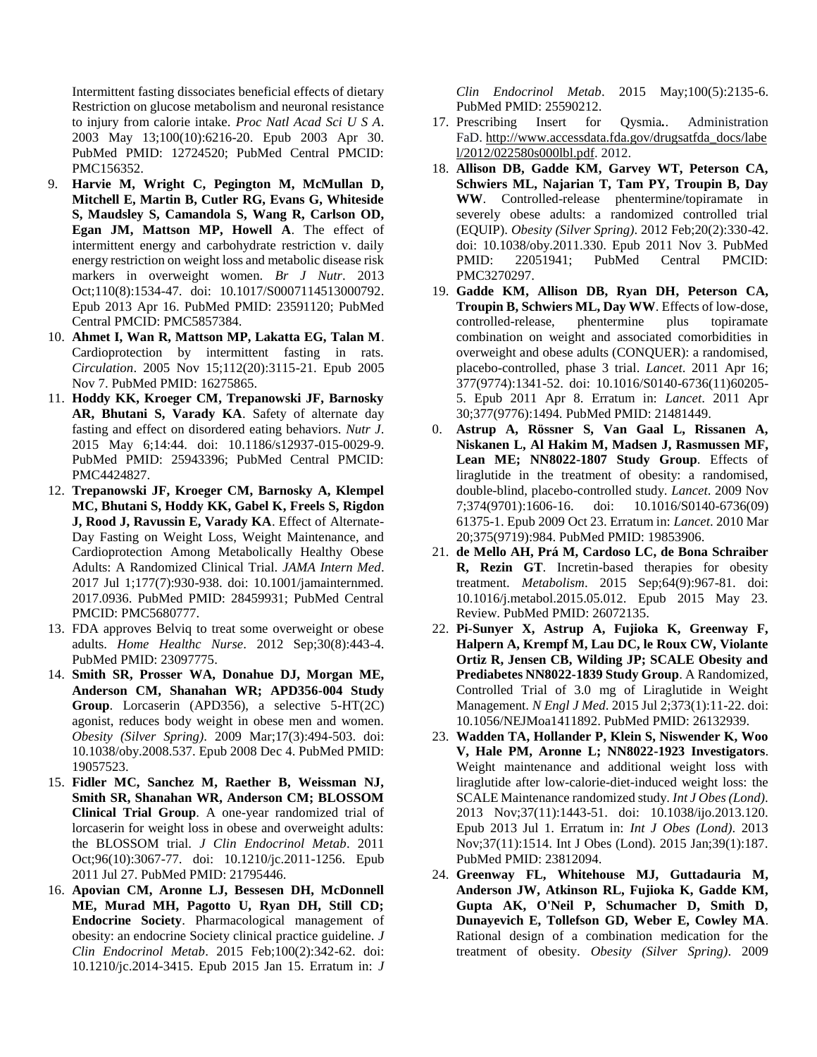Intermittent fasting dissociates beneficial effects of dietary Restriction on glucose metabolism and neuronal resistance to injury from calorie intake. *Proc Natl Acad Sci U S A*. 2003 May 13;100(10):6216-20. Epub 2003 Apr 30. PubMed PMID: 12724520; PubMed Central PMCID: PMC156352.

9. **Harvie M, Wright C, Pegington M, McMullan D, Mitchell E, Martin B, Cutler RG, Evans G, Whiteside S, Maudsley S, Camandola S, Wang R, Carlson OD, Egan JM, Mattson MP, Howell A**. The effect of intermittent energy and carbohydrate restriction v. daily energy restriction on weight loss and metabolic disease risk markers in overweight women. *Br J Nutr*. 2013 Oct;110(8):1534-47. doi: 10.1017/S0007114513000792. Epub 2013 Apr 16. PubMed PMID: 23591120; PubMed Central PMCID: PMC5857384.
10. **Ahmet I, Wan R, Mattson MP, Lakatta EG, Talan M**. Cardioprotection by intermittent fasting in rats. *Circulation*. 2005 Nov 15;112(20):3115-21. Epub 2005 Nov 7. PubMed PMID: 16275865.
11. **Hoddy KK, Kroeger CM, Trepanowski JF, Barnosky AR, Bhutani S, Varady KA**. Safety of alternate day fasting and effect on disordered eating behaviors. *Nutr J*. 2015 May 6;14:44. doi: 10.1186/s12937-015-0029-9. PubMed PMID: 25943396; PubMed Central PMCID: PMC4424827.
12. **Trepanowski JF, Kroeger CM, Barnosky A, Klempel MC, Bhutani S, Hoddy KK, Gabel K, Freels S, Rigdon J, Rood J, Ravussin E, Varady KA**. Effect of Alternate-Day Fasting on Weight Loss, Weight Maintenance, and Cardioprotection Among Metabolically Healthy Obese Adults: A Randomized Clinical Trial. *JAMA Intern Med*. 2017 Jul 1;177(7):930-938. doi: 10.1001/jamainternmed. 2017.0936. PubMed PMID: 28459931; PubMed Central PMCID: PMC5680777.
13. FDA approves Belviq to treat some overweight or obese adults. *Home Healthc Nurse*. 2012 Sep;30(8):443-4. PubMed PMID: 23097775.
14. **Smith SR, Prosser WA, Donahue DJ, Morgan ME, Anderson CM, Shanahan WR; APD356-004 Study Group**. Lorcaserin (APD356), a selective 5-HT(2C) agonist, reduces body weight in obese men and women. *Obesity (Silver Spring)*. 2009 Mar;17(3):494-503. doi: 10.1038/oby.2008.537. Epub 2008 Dec 4. PubMed PMID: 19057523.
15. **Fidler MC, Sanchez M, Raether B, Weissman NJ, Smith SR, Shanahan WR, Anderson CM; BLOSSOM Clinical Trial Group**. A one-year randomized trial of lorcaserin for weight loss in obese and overweight adults: the BLOSSOM trial. *J Clin Endocrinol Metab*. 2011 Oct;96(10):3067-77. doi: 10.1210/jc.2011-1256. Epub 2011 Jul 27. PubMed PMID: 21795446.
16. **Apovian CM, Aronne LJ, Bessesen DH, McDonnell ME, Murad MH, Pagotto U, Ryan DH, Still CD; Endocrine Society**. Pharmacological management of obesity: an endocrine Society clinical practice guideline. *J Clin Endocrinol Metab*. 2015 Feb;100(2):342-62. doi: 10.1210/jc.2014-3415. Epub 2015 Jan 15. Erratum in: *J Clin Endocrinol Metab*. 2015 May;100(5):2135-6. PubMed PMID: 25590212.
17. Prescribing Insert for Qysmia**.**. Administration FaD. http://www.accessdata.fda.gov/drugsatfda_docs/label/2012/022580s000lbl.pdf. 2012.
18. **Allison DB, Gadde KM, Garvey WT, Peterson CA, Schwiers ML, Najarian T, Tam PY, Troupin B, Day WW**. Controlled-release phentermine/topiramate in severely obese adults: a randomized controlled trial (EQUIP). *Obesity (Silver Spring)*. 2012 Feb;20(2):330-42. doi: 10.1038/oby.2011.330. Epub 2011 Nov 3. PubMed PMID: 22051941; PubMed Central PMCID: PMC3270297.
19. **Gadde KM, Allison DB, Ryan DH, Peterson CA, Troupin B, Schwiers ML, Day WW**. Effects of low-dose, controlled-release, phentermine plus topiramate combination on weight and associated comorbidities in overweight and obese adults (CONQUER): a randomised, placebo-controlled, phase 3 trial. *Lancet*. 2011 Apr 16; 377(9774):1341-52. doi: 10.1016/S0140-6736(11)60205-5. Epub 2011 Apr 8. Erratum in: *Lancet*. 2011 Apr 30;377(9776):1494. PubMed PMID: 21481449.
20. **Astrup A, Rössner S, Van Gaal L, Rissanen A, Niskanen L, Al Hakim M, Madsen J, Rasmussen MF, Lean ME; NN8022-1807 Study Group**. Effects of liraglutide in the treatment of obesity: a randomised, double-blind, placebo-controlled study. *Lancet*. 2009 Nov 7;374(9701):1606-16. doi: 10.1016/S0140-6736(09) 61375-1. Epub 2009 Oct 23. Erratum in: *Lancet*. 2010 Mar 20;375(9719):984. PubMed PMID: 19853906.
21. **de Mello AH, Prá M, Cardoso LC, de Bona Schraiber R, Rezin GT**. Incretin-based therapies for obesity treatment. *Metabolism*. 2015 Sep;64(9):967-81. doi: 10.1016/j.metabol.2015.05.012. Epub 2015 May 23. Review. PubMed PMID: 26072135.
22. **Pi-Sunyer X, Astrup A, Fujioka K, Greenway F, Halpern A, Krempf M, Lau DC, le Roux CW, Violante Ortiz R, Jensen CB, Wilding JP; SCALE Obesity and Prediabetes NN8022-1839 Study Group**. A Randomized, Controlled Trial of 3.0 mg of Liraglutide in Weight Management. *N Engl J Med*. 2015 Jul 2;373(1):11-22. doi: 10.1056/NEJMoa1411892. PubMed PMID: 26132939.
23. **Wadden TA, Hollander P, Klein S, Niswender K, Woo V, Hale PM, Aronne L; NN8022-1923 Investigators**. Weight maintenance and additional weight loss with liraglutide after low-calorie-diet-induced weight loss: the SCALE Maintenance randomized study. *Int J Obes (Lond)*. 2013 Nov;37(11):1443-51. doi: 10.1038/ijo.2013.120. Epub 2013 Jul 1. Erratum in: *Int J Obes (Lond)*. 2013 Nov;37(11):1514. Int J Obes (Lond). 2015 Jan;39(1):187. PubMed PMID: 23812094.
24. **Greenway FL, Whitehouse MJ, Guttadauria M, Anderson JW, Atkinson RL, Fujioka K, Gadde KM, Gupta AK, O'Neil P, Schumacher D, Smith D, Dunayevich E, Tollefson GD, Weber E, Cowley MA**. Rational design of a combination medication for the treatment of obesity. *Obesity (Silver Spring)*. 2009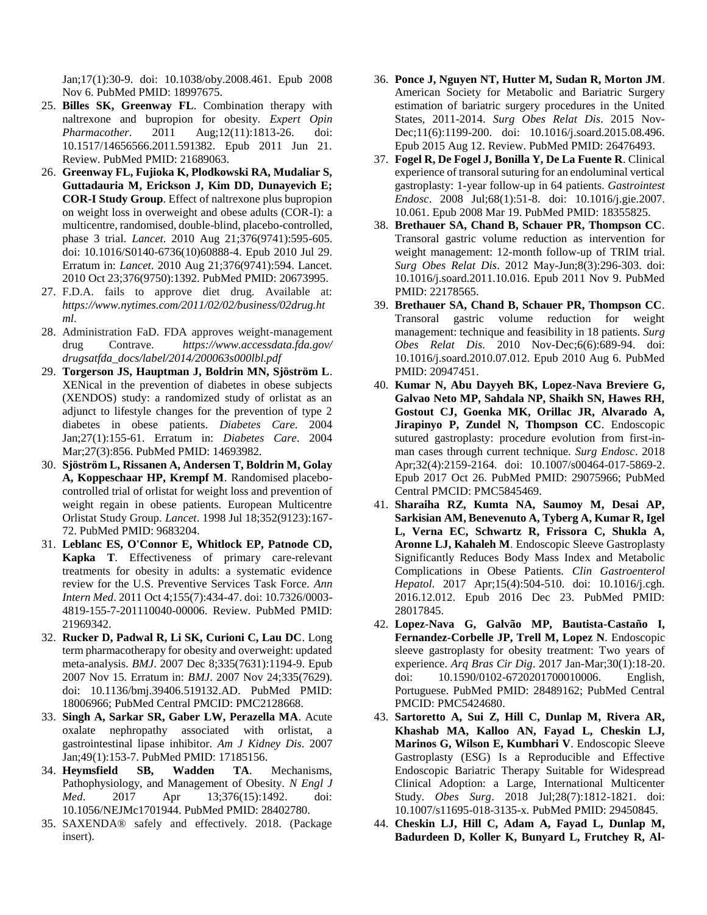Jan;17(1):30-9. doi: 10.1038/oby.2008.461. Epub 2008 Nov 6. PubMed PMID: 18997675.

25. **Billes SK, Greenway FL**. Combination therapy with naltrexone and bupropion for obesity. *Expert Opin Pharmacother*. 2011 Aug;12(11):1813-26. doi: 10.1517/14656566.2011.591382. Epub 2011 Jun 21. Review. PubMed PMID: 21689063.
26. **Greenway FL, Fujioka K, Plodkowski RA, Mudaliar S, Guttadauria M, Erickson J, Kim DD, Dunayevich E; COR-I Study Group**. Effect of naltrexone plus bupropion on weight loss in overweight and obese adults (COR-I): a multicentre, randomised, double-blind, placebo-controlled, phase 3 trial. *Lancet*. 2010 Aug 21;376(9741):595-605. doi: 10.1016/S0140-6736(10)60888-4. Epub 2010 Jul 29. Erratum in: *Lancet*. 2010 Aug 21;376(9741):594. Lancet. 2010 Oct 23;376(9750):1392. PubMed PMID: 20673995.
27. F.D.A. fails to approve diet drug. Available at: *https://www.nytimes.com/2011/02/02/business/02drug.html*.
28. Administration FaD. FDA approves weight-management drug Contrave. *https://www.accessdata.fda.gov/drugsatfda_docs/label/2014/200063s000lbl.pdf*
29. **Torgerson JS, Hauptman J, Boldrin MN, Sjöström L**. XENical in the prevention of diabetes in obese subjects (XENDOS) study: a randomized study of orlistat as an adjunct to lifestyle changes for the prevention of type 2 diabetes in obese patients. *Diabetes Care*. 2004 Jan;27(1):155-61. Erratum in: *Diabetes Care*. 2004 Mar;27(3):856. PubMed PMID: 14693982.
30. **Sjöström L, Rissanen A, Andersen T, Boldrin M, Golay A, Koppeschaar HP, Krempf M**. Randomised placebo-controlled trial of orlistat for weight loss and prevention of weight regain in obese patients. European Multicentre Orlistat Study Group. *Lancet*. 1998 Jul 18;352(9123):167-72. PubMed PMID: 9683204.
31. **Leblanc ES, O'Connor E, Whitlock EP, Patnode CD, Kapka T**. Effectiveness of primary care-relevant treatments for obesity in adults: a systematic evidence review for the U.S. Preventive Services Task Force. *Ann Intern Med*. 2011 Oct 4;155(7):434-47. doi: 10.7326/0003-4819-155-7-201110040-00006. Review. PubMed PMID: 21969342.
32. **Rucker D, Padwal R, Li SK, Curioni C, Lau DC**. Long term pharmacotherapy for obesity and overweight: updated meta-analysis. *BMJ*. 2007 Dec 8;335(7631):1194-9. Epub 2007 Nov 15. Erratum in: *BMJ*. 2007 Nov 24;335(7629). doi: 10.1136/bmj.39406.519132.AD. PubMed PMID: 18006966; PubMed Central PMCID: PMC2128668.
33. **Singh A, Sarkar SR, Gaber LW, Perazella MA**. Acute oxalate nephropathy associated with orlistat, a gastrointestinal lipase inhibitor. *Am J Kidney Dis*. 2007 Jan;49(1):153-7. PubMed PMID: 17185156.
34. **Heymsfield SB, Wadden TA**. Mechanisms, Pathophysiology, and Management of Obesity. *N Engl J Med*. 2017 Apr 13;376(15):1492. doi: 10.1056/NEJMc1701944. PubMed PMID: 28402780.
35. SAXENDA® safely and effectively. 2018. (Package insert).
36. **Ponce J, Nguyen NT, Hutter M, Sudan R, Morton JM**. American Society for Metabolic and Bariatric Surgery estimation of bariatric surgery procedures in the United States, 2011-2014. *Surg Obes Relat Dis*. 2015 Nov-Dec;11(6):1199-200. doi: 10.1016/j.soard.2015.08.496. Epub 2015 Aug 12. Review. PubMed PMID: 26476493.
37. **Fogel R, De Fogel J, Bonilla Y, De La Fuente R**. Clinical experience of transoral suturing for an endoluminal vertical gastroplasty: 1-year follow-up in 64 patients. *Gastrointest Endosc*. 2008 Jul;68(1):51-8. doi: 10.1016/j.gie.2007.10.061. Epub 2008 Mar 19. PubMed PMID: 18355825.
38. **Brethauer SA, Chand B, Schauer PR, Thompson CC**. Transoral gastric volume reduction as intervention for weight management: 12-month follow-up of TRIM trial. *Surg Obes Relat Dis*. 2012 May-Jun;8(3):296-303. doi: 10.1016/j.soard.2011.10.016. Epub 2011 Nov 9. PubMed PMID: 22178565.
39. **Brethauer SA, Chand B, Schauer PR, Thompson CC**. Transoral gastric volume reduction for weight management: technique and feasibility in 18 patients. *Surg Obes Relat Dis*. 2010 Nov-Dec;6(6):689-94. doi: 10.1016/j.soard.2010.07.012. Epub 2010 Aug 6. PubMed PMID: 20947451.
40. **Kumar N, Abu Dayyeh BK, Lopez-Nava Breviere G, Galvao Neto MP, Sahdala NP, Shaikh SN, Hawes RH, Gostout CJ, Goenka MK, Orillac JR, Alvarado A, Jirapinyo P, Zundel N, Thompson CC**. Endoscopic sutured gastroplasty: procedure evolution from first-in-man cases through current technique. *Surg Endosc*. 2018 Apr;32(4):2159-2164. doi: 10.1007/s00464-017-5869-2. Epub 2017 Oct 26. PubMed PMID: 29075966; PubMed Central PMCID: PMC5845469.
41. **Sharaiha RZ, Kumta NA, Saumoy M, Desai AP, Sarkisian AM, Benevenuto A, Tyberg A, Kumar R, Igel L, Verna EC, Schwartz R, Frissora C, Shukla A, Aronne LJ, Kahaleh M**. Endoscopic Sleeve Gastroplasty Significantly Reduces Body Mass Index and Metabolic Complications in Obese Patients. *Clin Gastroenterol Hepatol*. 2017 Apr;15(4):504-510. doi: 10.1016/j.cgh.2016.12.012. Epub 2016 Dec 23. PubMed PMID: 28017845.
42. **Lopez-Nava G, Galvão MP, Bautista-Castaño I, Fernandez-Corbelle JP, Trell M, Lopez N**. Endoscopic sleeve gastroplasty for obesity treatment: Two years of experience. *Arq Bras Cir Dig*. 2017 Jan-Mar;30(1):18-20. doi: 10.1590/0102-6720201700010006. English, Portuguese. PubMed PMID: 28489162; PubMed Central PMCID: PMC5424680.
43. **Sartoretto A, Sui Z, Hill C, Dunlap M, Rivera AR, Khashab MA, Kalloo AN, Fayad L, Cheskin LJ, Marinos G, Wilson E, Kumbhari V**. Endoscopic Sleeve Gastroplasty (ESG) Is a Reproducible and Effective Endoscopic Bariatric Therapy Suitable for Widespread Clinical Adoption: a Large, International Multicenter Study. *Obes Surg*. 2018 Jul;28(7):1812-1821. doi: 10.1007/s11695-018-3135-x. PubMed PMID: 29450845.
44. **Cheskin LJ, Hill C, Adam A, Fayad L, Dunlap M, Badurdeen D, Koller K, Bunyard L, Frutchey R, Al-**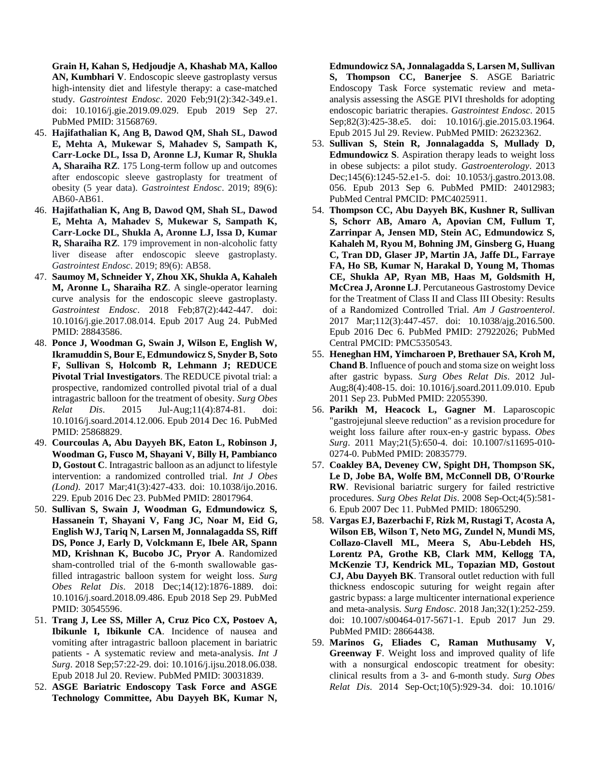**Grain H, Kahan S, Hedjoudje A, Khashab MA, Kalloo AN, Kumbhari V**. Endoscopic sleeve gastroplasty versus high-intensity diet and lifestyle therapy: a case-matched study. *Gastrointest Endosc*. 2020 Feb;91(2):342-349.e1. doi: 10.1016/j.gie.2019.09.029. Epub 2019 Sep 27. PubMed PMID: 31568769.

45. **Hajifathalian K, Ang B, Dawod QM, Shah SL, Dawod E, Mehta A, Mukewar S, Mahadev S, Sampath K, Carr-Locke DL, Issa D, Aronne LJ, Kumar R, Shukla A, Sharaiha RZ**. 175 Long-term follow up and outcomes after endoscopic sleeve gastroplasty for treatment of obesity (5 year data). *Gastrointest Endosc*. 2019; 89(6): AB60-AB61.
46. **Hajifathalian K, Ang B, Dawod QM, Shah SL, Dawod E, Mehta A, Mahadev S, Mukewar S, Sampath K, Carr-Locke DL, Shukla A, Aronne LJ, Issa D, Kumar R, Sharaiha RZ**. 179 improvement in non-alcoholic fatty liver disease after endoscopic sleeve gastroplasty. *Gastrointest Endosc*. 2019; 89(6): AB58.
47. **Saumoy M, Schneider Y, Zhou XK, Shukla A, Kahaleh M, Aronne L, Sharaiha RZ**. A single-operator learning curve analysis for the endoscopic sleeve gastroplasty. *Gastrointest Endosc*. 2018 Feb;87(2):442-447. doi: 10.1016/j.gie.2017.08.014. Epub 2017 Aug 24. PubMed PMID: 28843586.
48. **Ponce J, Woodman G, Swain J, Wilson E, English W, Ikramuddin S, Bour E, Edmundowicz S, Snyder B, Soto F, Sullivan S, Holcomb R, Lehmann J; REDUCE Pivotal Trial Investigators**. The REDUCE pivotal trial: a prospective, randomized controlled pivotal trial of a dual intragastric balloon for the treatment of obesity. *Surg Obes Relat Dis*. 2015 Jul-Aug;11(4):874-81. doi: 10.1016/j.soard.2014.12.006. Epub 2014 Dec 16. PubMed PMID: 25868829.
49. **Courcoulas A, Abu Dayyeh BK, Eaton L, Robinson J, Woodman G, Fusco M, Shayani V, Billy H, Pambianco D, Gostout C**. Intragastric balloon as an adjunct to lifestyle intervention: a randomized controlled trial. *Int J Obes (Lond)*. 2017 Mar;41(3):427-433. doi: 10.1038/ijo.2016.229. Epub 2016 Dec 23. PubMed PMID: 28017964.
50. **Sullivan S, Swain J, Woodman G, Edmundowicz S, Hassanein T, Shayani V, Fang JC, Noar M, Eid G, English WJ, Tariq N, Larsen M, Jonnalagadda SS, Riff DS, Ponce J, Early D, Volckmann E, Ibele AR, Spann MD, Krishnan K, Bucobo JC, Pryor A**. Randomized sham-controlled trial of the 6-month swallowable gas-filled intragastric balloon system for weight loss. *Surg Obes Relat Dis*. 2018 Dec;14(12):1876-1889. doi: 10.1016/j.soard.2018.09.486. Epub 2018 Sep 29. PubMed PMID: 30545596.
51. **Trang J, Lee SS, Miller A, Cruz Pico CX, Postoev A, Ibikunle I, Ibikunle CA**. Incidence of nausea and vomiting after intragastric balloon placement in bariatric patients - A systematic review and meta-analysis. *Int J Surg*. 2018 Sep;57:22-29. doi: 10.1016/j.ijsu.2018.06.038. Epub 2018 Jul 20. Review. PubMed PMID: 30031839.
52. **ASGE Bariatric Endoscopy Task Force and ASGE Technology Committee, Abu Dayyeh BK, Kumar N, Edmundowicz SA, Jonnalagadda S, Larsen M, Sullivan S, Thompson CC, Banerjee S**. ASGE Bariatric Endoscopy Task Force systematic review and meta-analysis assessing the ASGE PIVI thresholds for adopting endoscopic bariatric therapies. *Gastrointest Endosc*. 2015 Sep;82(3):425-38.e5. doi: 10.1016/j.gie.2015.03.1964. Epub 2015 Jul 29. Review. PubMed PMID: 26232362.
53. **Sullivan S, Stein R, Jonnalagadda S, Mullady D, Edmundowicz S**. Aspiration therapy leads to weight loss in obese subjects: a pilot study. *Gastroenterology*. 2013 Dec;145(6):1245-52.e1-5. doi: 10.1053/j.gastro.2013.08.056. Epub 2013 Sep 6. PubMed PMID: 24012983; PubMed Central PMCID: PMC4025911.
54. **Thompson CC, Abu Dayyeh BK, Kushner R, Sullivan S, Schorr AB, Amaro A, Apovian CM, Fullum T, Zarrinpar A, Jensen MD, Stein AC, Edmundowicz S, Kahaleh M, Ryou M, Bohning JM, Ginsberg G, Huang C, Tran DD, Glaser JP, Martin JA, Jaffe DL, Farraye FA, Ho SB, Kumar N, Harakal D, Young M, Thomas CE, Shukla AP, Ryan MB, Haas M, Goldsmith H, McCrea J, Aronne LJ**. Percutaneous Gastrostomy Device for the Treatment of Class II and Class III Obesity: Results of a Randomized Controlled Trial. *Am J Gastroenterol*. 2017 Mar;112(3):447-457. doi: 10.1038/ajg.2016.500. Epub 2016 Dec 6. PubMed PMID: 27922026; PubMed Central PMCID: PMC5350543.
55. **Heneghan HM, Yimcharoen P, Brethauer SA, Kroh M, Chand B**. Influence of pouch and stoma size on weight loss after gastric bypass. *Surg Obes Relat Dis*. 2012 Jul-Aug;8(4):408-15. doi: 10.1016/j.soard.2011.09.010. Epub 2011 Sep 23. PubMed PMID: 22055390.
56. **Parikh M, Heacock L, Gagner M**. Laparoscopic "gastrojejunal sleeve reduction" as a revision procedure for weight loss failure after roux-en-y gastric bypass. *Obes Surg*. 2011 May;21(5):650-4. doi: 10.1007/s11695-010-0274-0. PubMed PMID: 20835779.
57. **Coakley BA, Deveney CW, Spight DH, Thompson SK, Le D, Jobe BA, Wolfe BM, McConnell DB, O'Rourke RW**. Revisional bariatric surgery for failed restrictive procedures. *Surg Obes Relat Dis*. 2008 Sep-Oct;4(5):581-6. Epub 2007 Dec 11. PubMed PMID: 18065290.
58. **Vargas EJ, Bazerbachi F, Rizk M, Rustagi T, Acosta A, Wilson EB, Wilson T, Neto MG, Zundel N, Mundi MS, Collazo-Clavell ML, Meera S, Abu-Lebdeh HS, Lorentz PA, Grothe KB, Clark MM, Kellogg TA, McKenzie TJ, Kendrick ML, Topazian MD, Gostout CJ, Abu Dayyeh BK**. Transoral outlet reduction with full thickness endoscopic suturing for weight regain after gastric bypass: a large multicenter international experience and meta-analysis. *Surg Endosc*. 2018 Jan;32(1):252-259. doi: 10.1007/s00464-017-5671-1. Epub 2017 Jun 29. PubMed PMID: 28664438.
59. **Marinos G, Eliades C, Raman Muthusamy V, Greenway F**. Weight loss and improved quality of life with a nonsurgical endoscopic treatment for obesity: clinical results from a 3- and 6-month study. *Surg Obes Relat Dis*. 2014 Sep-Oct;10(5):929-34. doi: 10.1016/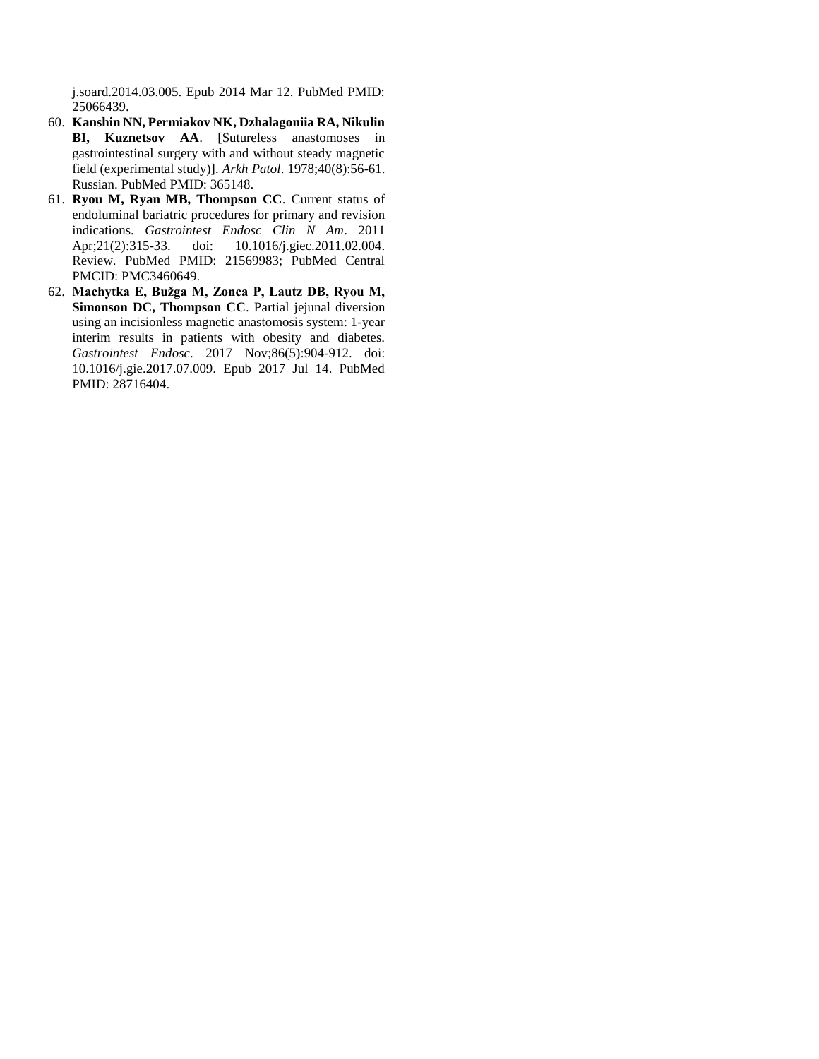j.soard.2014.03.005. Epub 2014 Mar 12. PubMed PMID: 25066439.

60. **Kanshin NN, Permiakov NK, Dzhalagoniia RA, Nikulin BI, Kuznetsov AA**. [Sutureless anastomoses in gastrointestinal surgery with and without steady magnetic field (experimental study)]. *Arkh Patol*. 1978;40(8):56-61. Russian. PubMed PMID: 365148.
61. **Ryou M, Ryan MB, Thompson CC**. Current status of endoluminal bariatric procedures for primary and revision indications. *Gastrointest Endosc Clin N Am*. 2011 Apr;21(2):315-33. doi: 10.1016/j.giec.2011.02.004. Review. PubMed PMID: 21569983; PubMed Central PMCID: PMC3460649.
62. **Machytka E, Bužga M, Zonca P, Lautz DB, Ryou M, Simonson DC, Thompson CC**. Partial jejunal diversion using an incisionless magnetic anastomosis system: 1-year interim results in patients with obesity and diabetes. *Gastrointest Endosc*. 2017 Nov;86(5):904-912. doi: 10.1016/j.gie.2017.07.009. Epub 2017 Jul 14. PubMed PMID: 28716404.